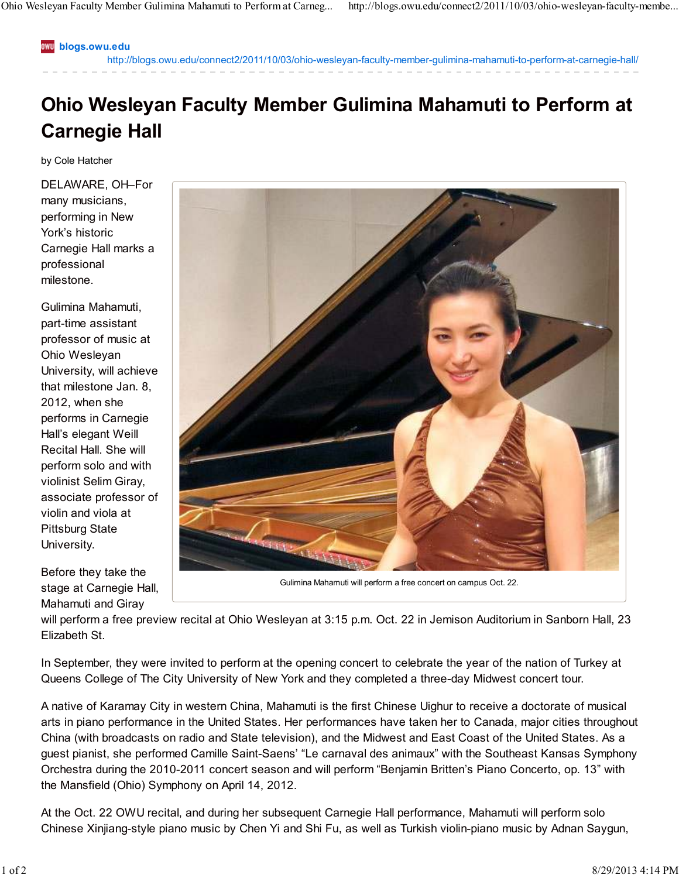blogs.owu.edu

http://blogs.owu.edu/connect2/2011/10/03/ohio-wesleyan-faculty-member-gulimina-mahamuti-to-perform-at-carnegie-hall/

# Ohio Wesleyan Faculty Member Gulimina Mahamuti to Perform at Carnegie Hall

by Cole Hatcher

DELAWARE, OH–For many musicians, performing in New York's historic Carnegie Hall marks a professional milestone.

Gulimina Mahamuti, part-time assistant professor of music at Ohio Wesleyan University, will achieve that milestone Jan. 8, 2012, when she performs in Carnegie Hall's elegant Weill Recital Hall. She will perform solo and with violinist Selim Giray, associate professor of violin and viola at Pittsburg State University.

Gulimina Mahamuti will perform a free concert on campus Oct. 22.

Before they take the stage at Carnegie Hall, Mahamuti and Giray will perform a free preview recital at Ohio Wesleyan at 3:15 p.m. Oct. 22 in Jemison Auditorium in Sanborn Hall, 23 Elizabeth St.

In September, they were invited to perform at the opening concert to celebrate the year of the nation of Turkey at Queens College of The City University of New York and they completed a three-day Midwest concert tour.

A native of Karamay City in western China, Mahamuti is the first Chinese Uighur to receive a doctorate of musical arts in piano performance in the United States. Her performances have taken her to Canada, major cities throughout China (with broadcasts on radio and State television), and the Midwest and East Coast of the United States. As a guest pianist, she performed Camille Saint-Saens' "Le carnaval des animaux" with the Southeast Kansas Symphony Orchestra during the 2010-2011 concert season and will perform "Benjamin Britten's Piano Concerto, op. 13" with the Mansfield (Ohio) Symphony on April 14, 2012.

At the Oct. 22 OWU recital, and during her subsequent Carnegie Hall performance, Mahamuti will perform solo Chinese Xinjiang-style piano music by Chen Yi and Shi Fu, as well as Turkish violin-piano music by Adnan Saygun,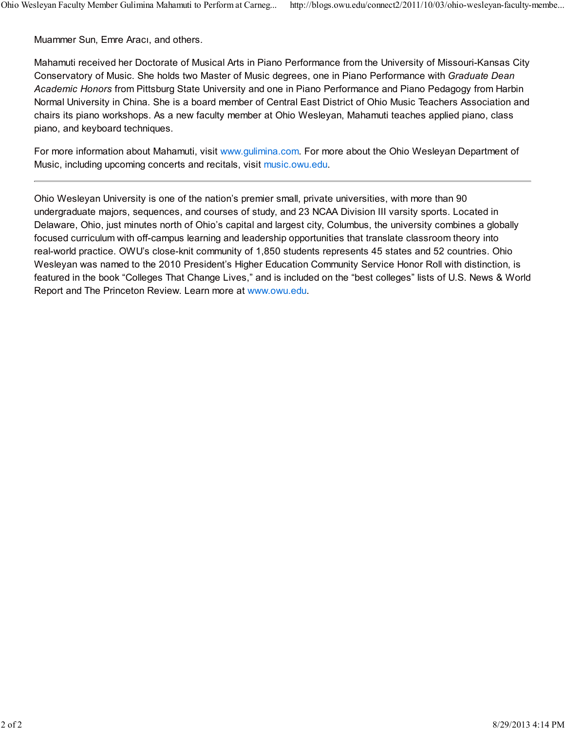Muammer Sun, Emre Aracı, and others.

Mahamuti received her Doctorate of Musical Arts in Piano Performance from the University of Missouri-Kansas City Conservatory of Music. She holds two Master of Music degrees, one in Piano Performance with *Graduate Dean Academic Honors* from Pittsburg State University and one in Piano Performance and Piano Pedagogy from Harbin Normal University in China. She is a board member of Central East District of Ohio Music Teachers Association and chairs its piano workshops. As a new faculty member at Ohio Wesleyan, Mahamuti teaches applied piano, class piano, and keyboard techniques.

For more information about Mahamuti, visit www.gulimina.com. For more about the Ohio Wesleyan Department of Music, including upcoming concerts and recitals, visit music.owu.edu.

---

Ohio Wesleyan University is one of the nation's premier small, private universities, with more than 90 undergraduate majors, sequences, and courses of study, and 23 NCAA Division III varsity sports. Located in Delaware, Ohio, just minutes north of Ohio's capital and largest city, Columbus, the university combines a globally focused curriculum with off-campus learning and leadership opportunities that translate classroom theory into real-world practice. OWU's close-knit community of 1,850 students represents 45 states and 52 countries. Ohio Wesleyan was named to the 2010 President's Higher Education Community Service Honor Roll with distinction, is featured in the book "Colleges That Change Lives," and is included on the "best colleges" lists of U.S. News & World Report and The Princeton Review. Learn more at www.owu.edu.